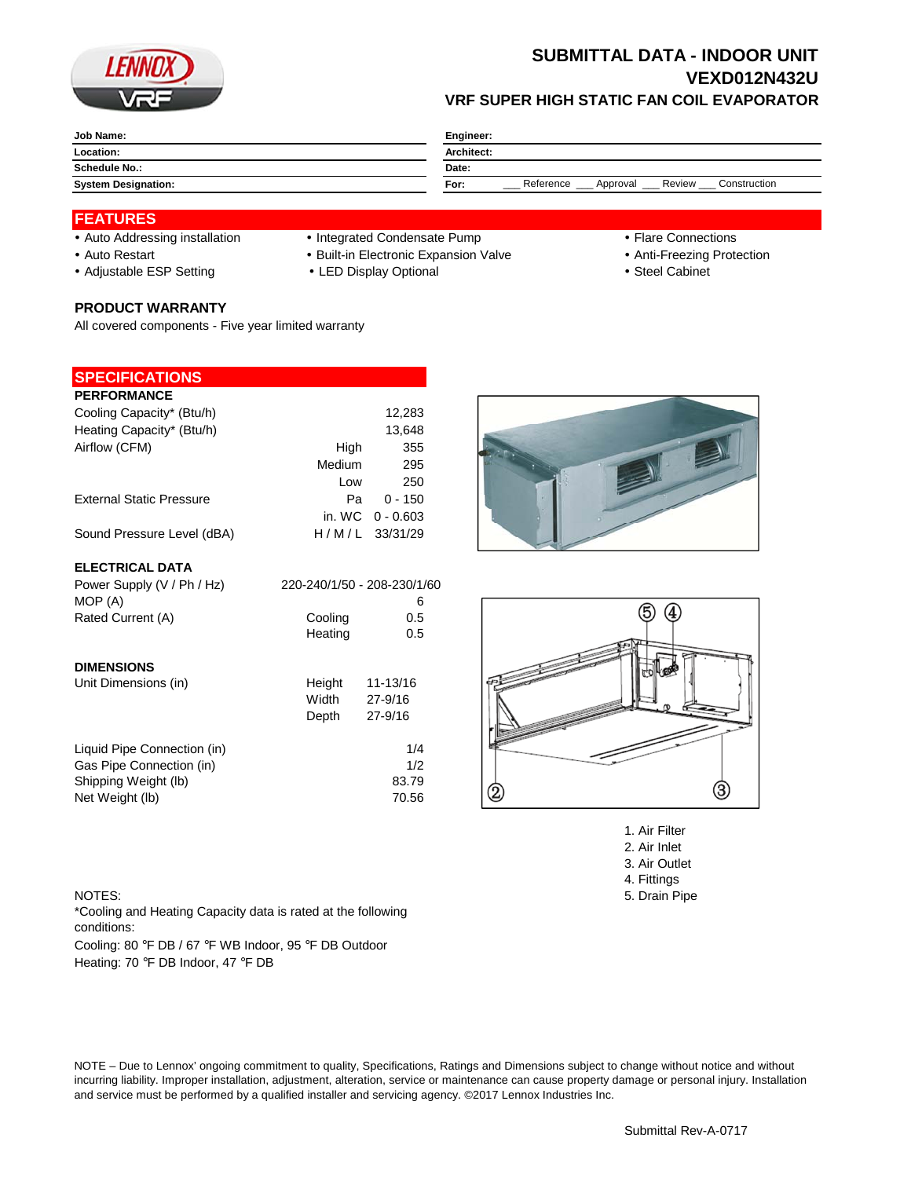# SUBMITTAL DATA - INDOOR UNIT

# VEXD012N432U

## VRF SUPER HIGH STATIC FAN COIL EVAPORATOR

| | |
|---|---|
| **Job Name:** | **Engineer:** |
| **Location:** | **Architect:** |
| **Schedule No.:** | **Date:** |
| **System Designation:** | **For:** ___ Reference ___ Approval ___ Review ___ Construction |

## FEATURES

- Auto Addressing installation
- Auto Restart
- Adjustable ESP Setting
- Integrated Condensate Pump
- Built-in Electronic Expansion Valve
- LED Display Optional
- Flare Connections
- Anti-Freezing Protection
- Steel Cabinet

### PRODUCT WARRANTY

All covered components - Five year limited warranty

## SPECIFICATIONS

### PERFORMANCE

| | | |
|---|---|---|
| Cooling Capacity* (Btu/h) | | 12,283 |
| Heating Capacity* (Btu/h) | | 13,648 |
| Airflow (CFM) | High | 355 |
| | Medium | 295 |
| | Low | 250 |
| External Static Pressure | Pa | 0 - 150 |
| | in. WC | 0 - 0.603 |
| Sound Pressure Level (dBA) | H / M / L | 33/31/29 |

### ELECTRICAL DATA

| | | |
|---|---|---|
| Power Supply (V / Ph / Hz) | | 220-240/1/50 - 208-230/1/60 |
| MOP (A) | | 6 |
| Rated Current (A) | Cooling | 0.5 |
| | Heating | 0.5 |

### DIMENSIONS

| | | |
|---|---|---|
| Unit Dimensions (in) | Height | 11-13/16 |
| | Width | 27-9/16 |
| | Depth | 27-9/16 |
| Liquid Pipe Connection (in) | | 1/4 |
| Gas Pipe Connection (in) | | 1/2 |
| Shipping Weight (lb) | | 83.79 |
| Net Weight (lb) | | 70.56 |

1. Air Filter
2. Air Inlet
3. Air Outlet
4. Fittings
5. Drain Pipe

NOTES:
*Cooling and Heating Capacity data is rated at the following conditions:
Cooling: 80 °F DB / 67 °F WB Indoor, 95 °F DB Outdoor
Heating: 70 °F DB Indoor, 47 °F DB

NOTE – Due to Lennox' ongoing commitment to quality, Specifications, Ratings and Dimensions subject to change without notice and without incurring liability. Improper installation, adjustment, alteration, service or maintenance can cause property damage or personal injury. Installation and service must be performed by a qualified installer and servicing agency. ©2017 Lennox Industries Inc.

Submittal Rev-A-0717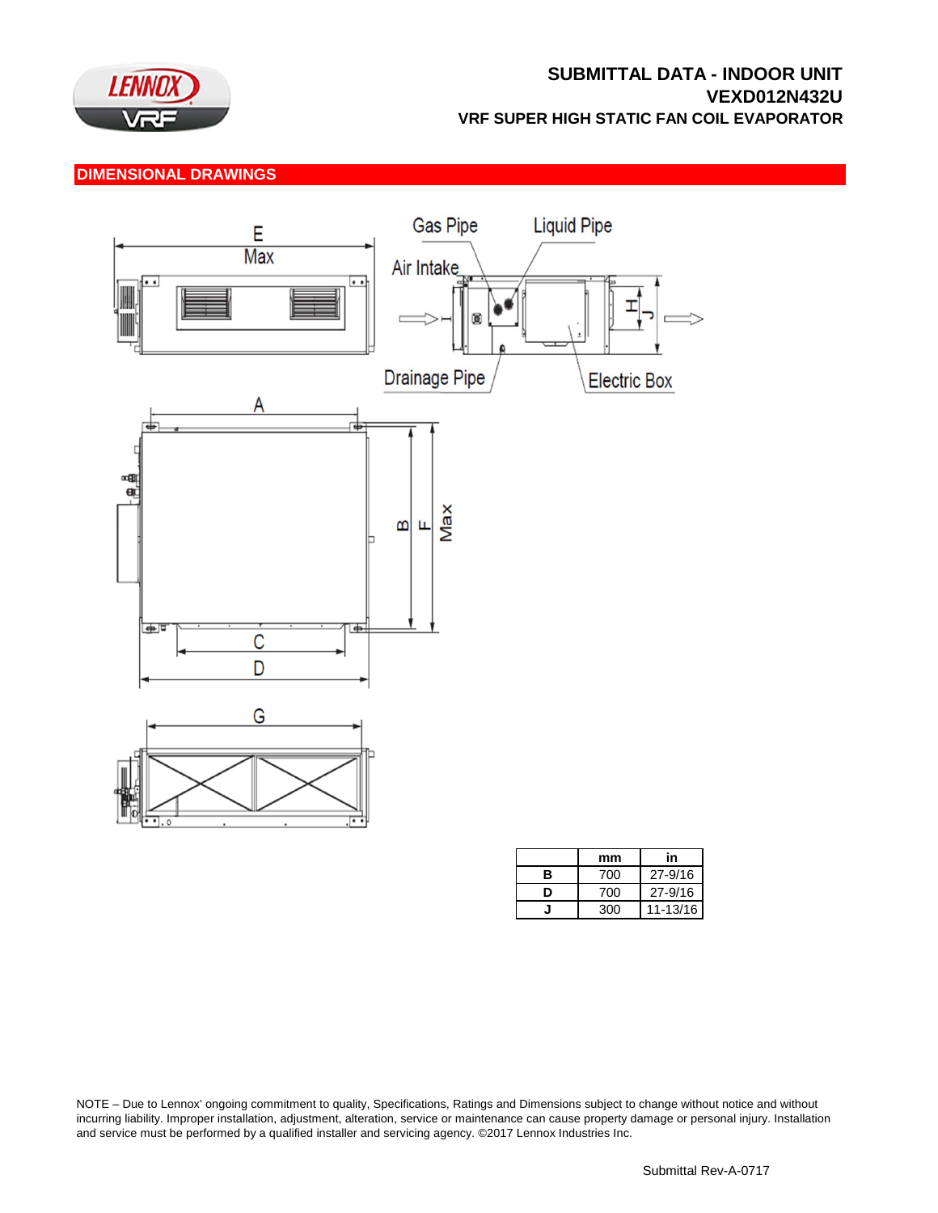# SUBMITTAL DATA - INDOOR UNIT
## VEXD012N432U
### VRF SUPER HIGH STATIC FAN COIL EVAPORATOR

## DIMENSIONAL DRAWINGS

E
Max
Gas Pipe
Liquid Pipe
Air Intake
H
J
Drainage Pipe
Electric Box
A
B
F
Max
C
D
G

| | mm | in |
|---|---|---|
| B | 700 | 27-9/16 |
| D | 700 | 27-9/16 |
| J | 300 | 11-13/16 |

NOTE – Due to Lennox' ongoing commitment to quality, Specifications, Ratings and Dimensions subject to change without notice and without incurring liability. Improper installation, adjustment, alteration, service or maintenance can cause property damage or personal injury. Installation and service must be performed by a qualified installer and servicing agency. ©2017 Lennox Industries Inc.

Submittal Rev-A-0717